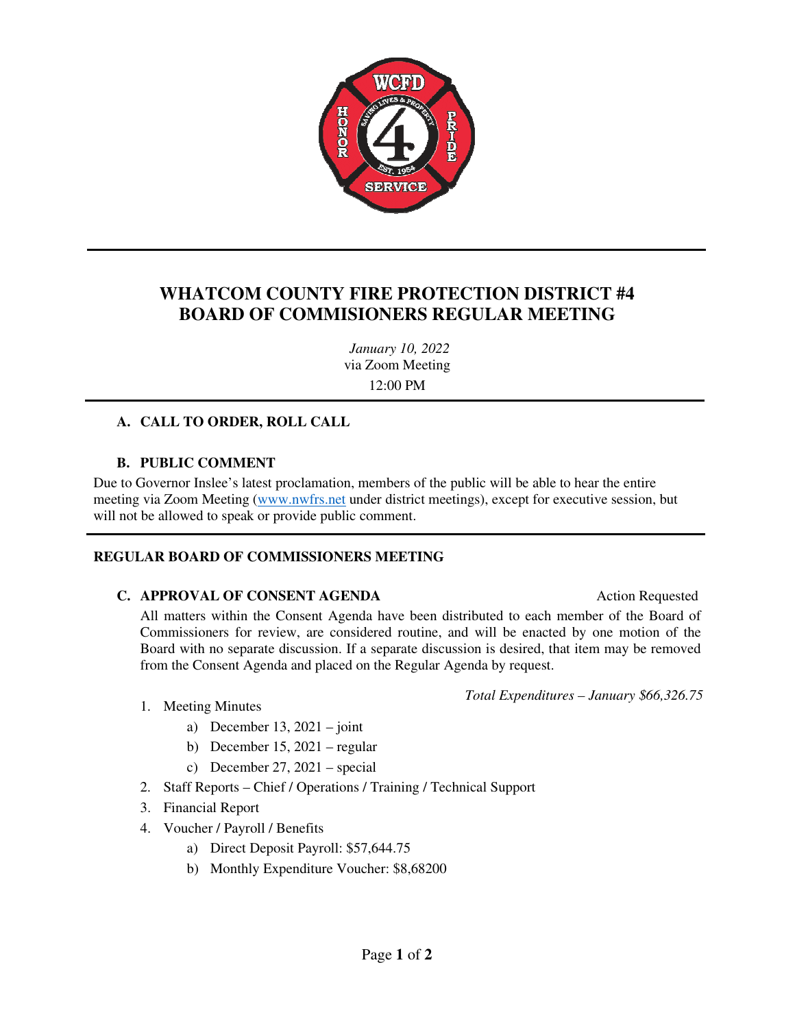# WHATCOM COUNTY FIRE PROTECTION DISTRICT #4
# BOARD OF COMMISIONERS REGULAR MEETING

*January 10, 2022*
via Zoom Meeting
12:00 PM

---

### A. CALL TO ORDER, ROLL CALL

### B. PUBLIC COMMENT

Due to Governor Inslee's latest proclamation, members of the public will be able to hear the entire meeting via Zoom Meeting (www.nwfrs.net under district meetings), except for executive session, but will not be allowed to speak or provide public comment.

---

**REGULAR BOARD OF COMMISSIONERS MEETING**

### C. APPROVAL OF CONSENT AGENDA — Action Requested

All matters within the Consent Agenda have been distributed to each member of the Board of Commissioners for review, are considered routine, and will be enacted by one motion of the Board with no separate discussion. If a separate discussion is desired, that item may be removed from the Consent Agenda and placed on the Regular Agenda by request.

*Total Expenditures – January $66,326.75*

1. Meeting Minutes
   - a) December 13, 2021 – joint
   - b) December 15, 2021 – regular
   - c) December 27, 2021 – special
2. Staff Reports – Chief / Operations / Training / Technical Support
3. Financial Report
4. Voucher / Payroll / Benefits
   - a) Direct Deposit Payroll: $57,644.75
   - b) Monthly Expenditure Voucher: $8,68200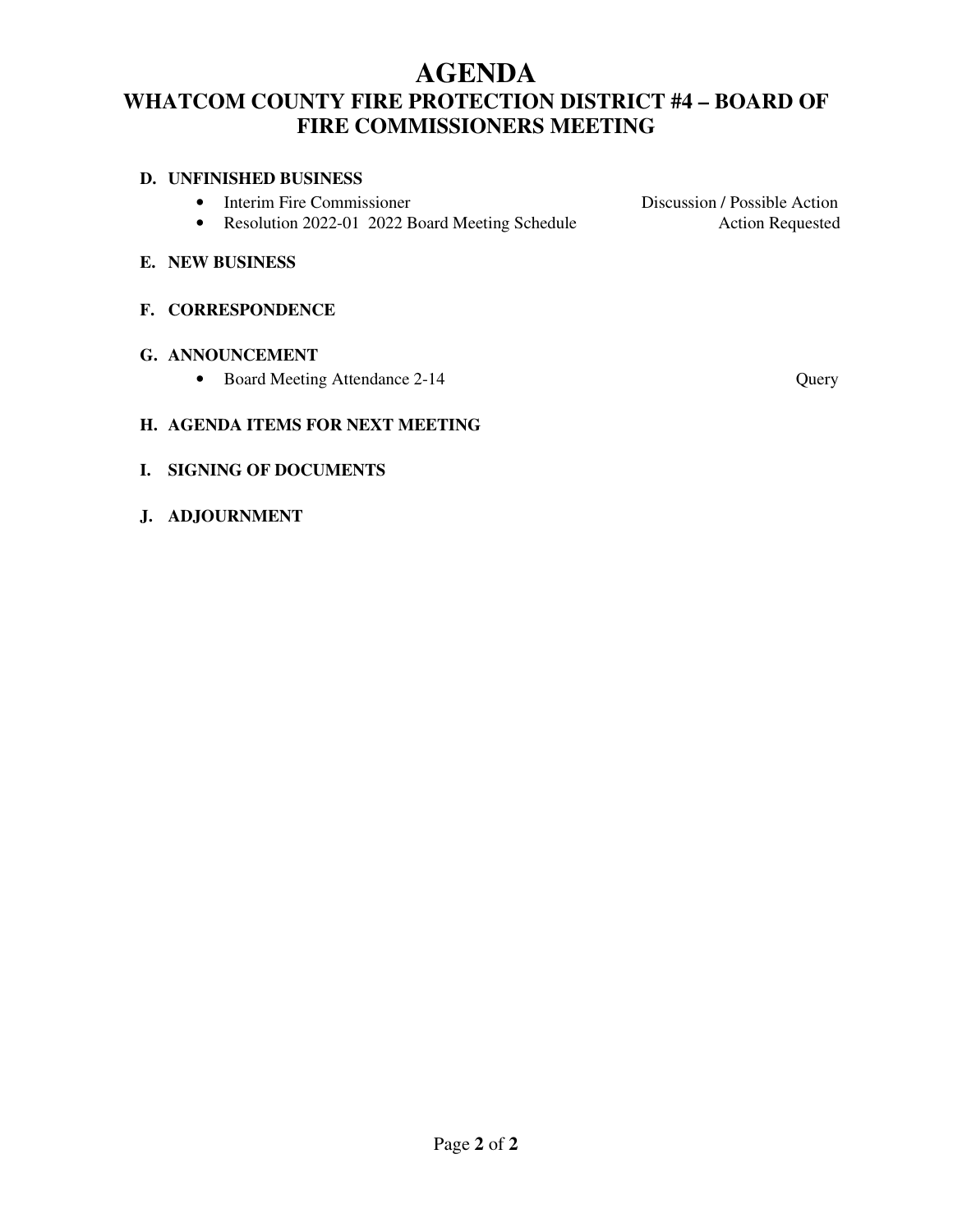# AGENDA

## WHATCOM COUNTY FIRE PROTECTION DISTRICT #4 – BOARD OF FIRE COMMISSIONERS MEETING

**D. UNFINISHED BUSINESS**

- Interim Fire Commissioner — Discussion / Possible Action
- Resolution 2022-01 2022 Board Meeting Schedule — Action Requested

**E. NEW BUSINESS**

**F. CORRESPONDENCE**

**G. ANNOUNCEMENT**

- Board Meeting Attendance 2-14 — Query

**H. AGENDA ITEMS FOR NEXT MEETING**

**I. SIGNING OF DOCUMENTS**

**J. ADJOURNMENT**